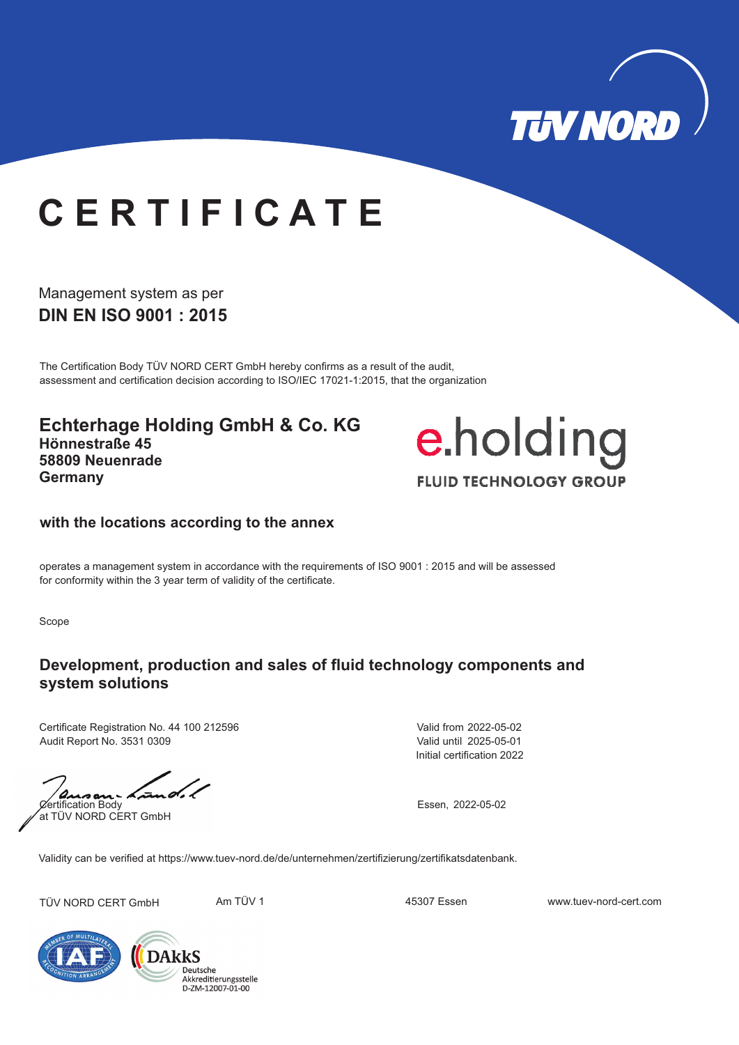TÜV NORD

# CERTIFICATE

Management system as per

**DIN EN ISO 9001 : 2015**

The Certification Body TÜV NORD CERT GmbH hereby confirms as a result of the audit, assessment and certification decision according to ISO/IEC 17021-1:2015, that the organization

**Echterhage Holding GmbH & Co. KG**
**Hönnestraße 45**
**58809 Neuenrade**
**Germany**

e.holding
FLUID TECHNOLOGY GROUP

**with the locations according to the annex**

operates a management system in accordance with the requirements of ISO 9001 : 2015 and will be assessed for conformity within the 3 year term of validity of the certificate.

Scope

**Development, production and sales of fluid technology components and system solutions**

Certificate Registration No. 44 100 212596
Audit Report No. 3531 0309

Valid from 2022-05-02
Valid until 2025-05-01
Initial certification 2022

Certification Body
at TÜV NORD CERT GmbH

Essen, 2022-05-02

Validity can be verified at https://www.tuev-nord.de/de/unternehmen/zertifizierung/zertifikatsdatenbank.

TÜV NORD CERT GmbH | Am TÜV 1 | 45307 Essen | www.tuev-nord-cert.com

DAkkS Deutsche Akkreditierungsstelle D-ZM-12007-01-00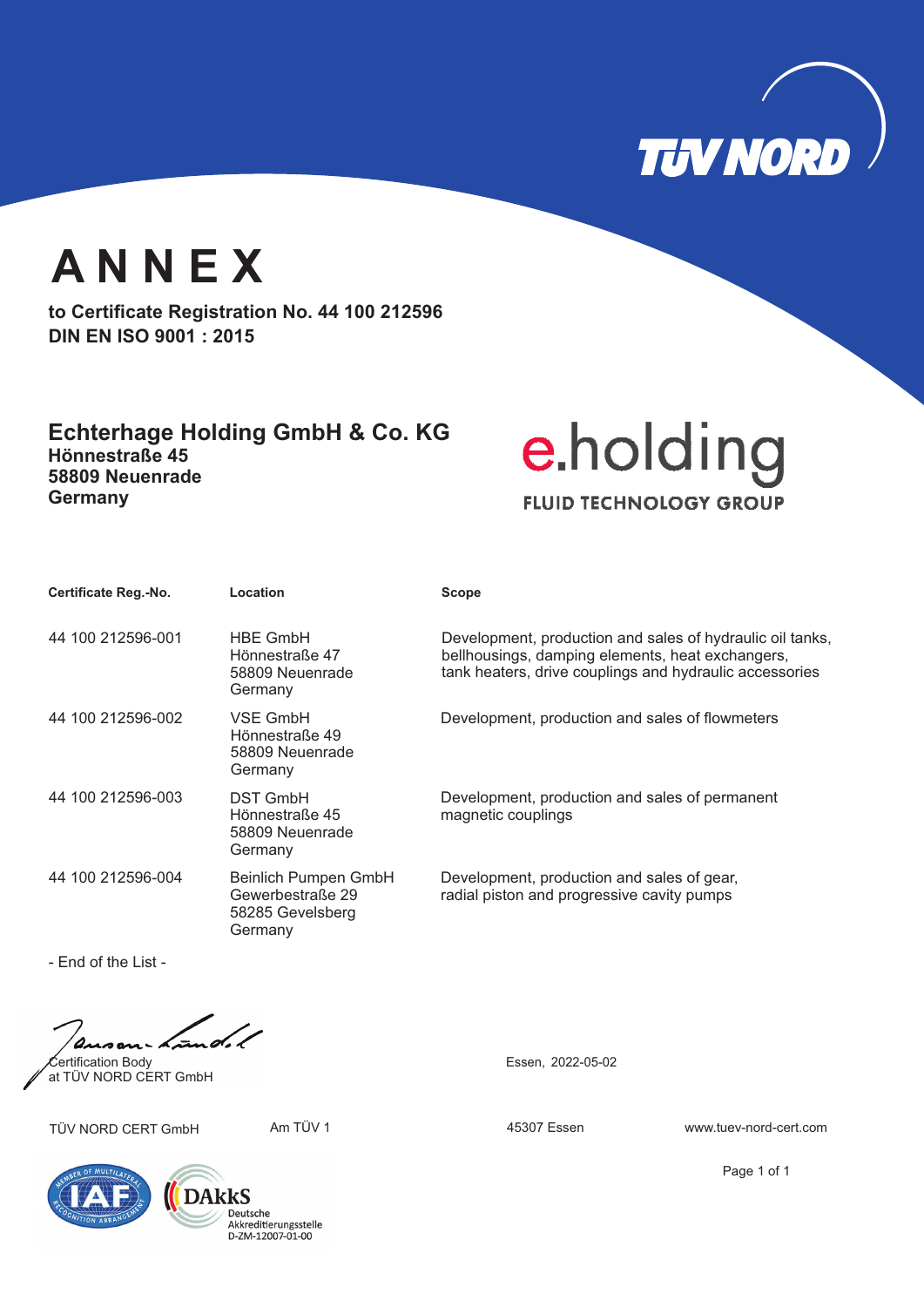# ANNEX

**to Certificate Registration No. 44 100 212596**
**DIN EN ISO 9001 : 2015**

## Echterhage Holding GmbH & Co. KG

**Hönnestraße 45**
**58809 Neuenrade**
**Germany**

e.holding
FLUID TECHNOLOGY GROUP

| Certificate Reg.-No. | Location | Scope |
|---|---|---|
| 44 100 212596-001 | HBE GmbH<br>Hönnestraße 47<br>58809 Neuenrade<br>Germany | Development, production and sales of hydraulic oil tanks, bellhousings, damping elements, heat exchangers, tank heaters, drive couplings and hydraulic accessories |
| 44 100 212596-002 | VSE GmbH<br>Hönnestraße 49<br>58809 Neuenrade<br>Germany | Development, production and sales of flowmeters |
| 44 100 212596-003 | DST GmbH<br>Hönnestraße 45<br>58809 Neuenrade<br>Germany | Development, production and sales of permanent magnetic couplings |
| 44 100 212596-004 | Beinlich Pumpen GmbH<br>Gewerbestraße 29<br>58285 Gevelsberg<br>Germany | Development, production and sales of gear, radial piston and progressive cavity pumps |

- End of the List -

Certification Body
at TÜV NORD CERT GmbH

Essen, 2022-05-02

TÜV NORD CERT GmbH Am TÜV 1 45307 Essen www.tuev-nord-cert.com

DAkkS Deutsche Akkreditierungsstelle D-ZM-12007-01-00